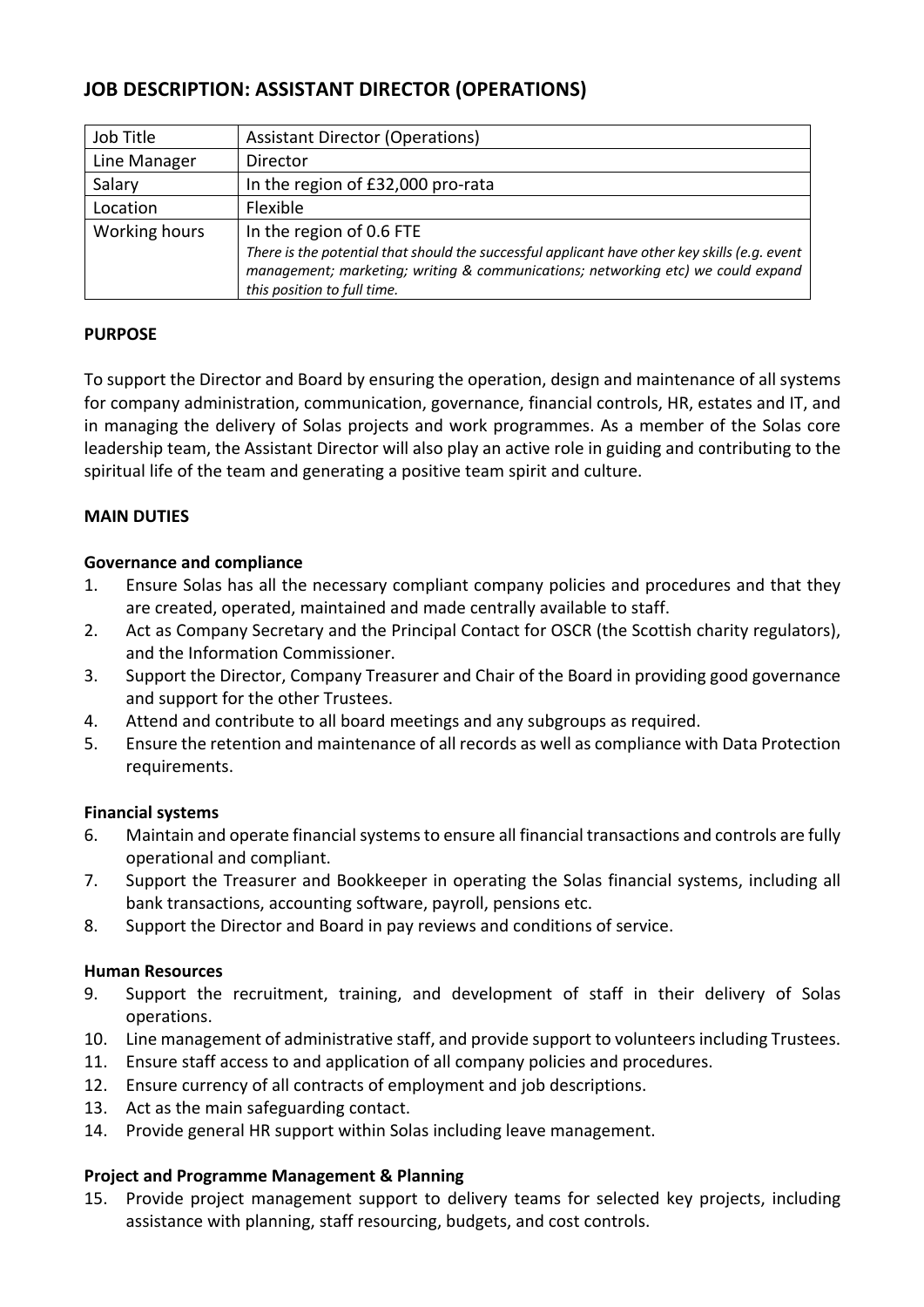# JOB DESCRIPTION: ASSISTANT DIRECTOR (OPERATIONS)

| | |
|---|---|
| Job Title | Assistant Director (Operations) |
| Line Manager | Director |
| Salary | In the region of £32,000 pro-rata |
| Location | Flexible |
| Working hours | In the region of 0.6 FTE<br>*There is the potential that should the successful applicant have other key skills (e.g. event management; marketing; writing & communications; networking etc) we could expand this position to full time.* |

**PURPOSE**

To support the Director and Board by ensuring the operation, design and maintenance of all systems for company administration, communication, governance, financial controls, HR, estates and IT, and in managing the delivery of Solas projects and work programmes. As a member of the Solas core leadership team, the Assistant Director will also play an active role in guiding and contributing to the spiritual life of the team and generating a positive team spirit and culture.

**MAIN DUTIES**

**Governance and compliance**

1. Ensure Solas has all the necessary compliant company policies and procedures and that they are created, operated, maintained and made centrally available to staff.
2. Act as Company Secretary and the Principal Contact for OSCR (the Scottish charity regulators), and the Information Commissioner.
3. Support the Director, Company Treasurer and Chair of the Board in providing good governance and support for the other Trustees.
4. Attend and contribute to all board meetings and any subgroups as required.
5. Ensure the retention and maintenance of all records as well as compliance with Data Protection requirements.

**Financial systems**

6. Maintain and operate financial systems to ensure all financial transactions and controls are fully operational and compliant.
7. Support the Treasurer and Bookkeeper in operating the Solas financial systems, including all bank transactions, accounting software, payroll, pensions etc.
8. Support the Director and Board in pay reviews and conditions of service.

**Human Resources**

9. Support the recruitment, training, and development of staff in their delivery of Solas operations.
10. Line management of administrative staff, and provide support to volunteers including Trustees.
11. Ensure staff access to and application of all company policies and procedures.
12. Ensure currency of all contracts of employment and job descriptions.
13. Act as the main safeguarding contact.
14. Provide general HR support within Solas including leave management.

**Project and Programme Management & Planning**

15. Provide project management support to delivery teams for selected key projects, including assistance with planning, staff resourcing, budgets, and cost controls.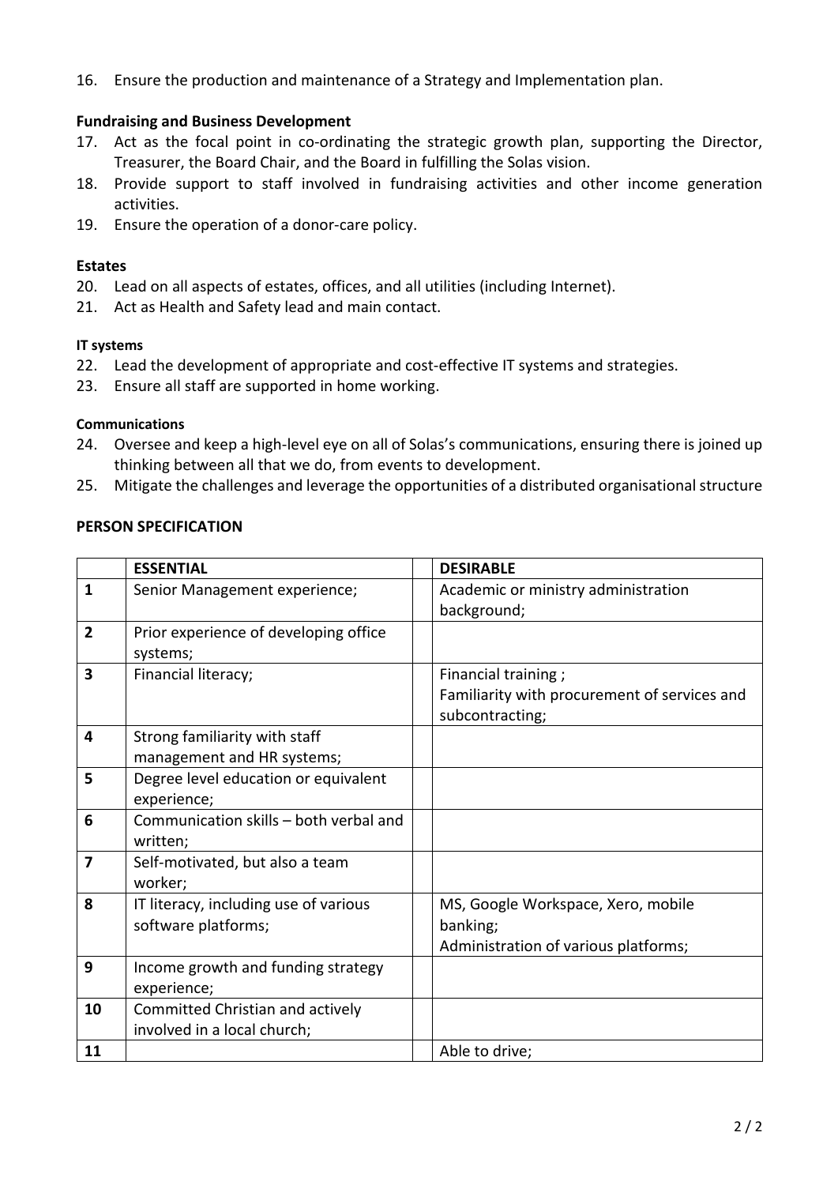16. Ensure the production and maintenance of a Strategy and Implementation plan.

**Fundraising and Business Development**

17. Act as the focal point in co-ordinating the strategic growth plan, supporting the Director, Treasurer, the Board Chair, and the Board in fulfilling the Solas vision.
18. Provide support to staff involved in fundraising activities and other income generation activities.
19. Ensure the operation of a donor-care policy.

**Estates**

20. Lead on all aspects of estates, offices, and all utilities (including Internet).
21. Act as Health and Safety lead and main contact.

**IT systems**

22. Lead the development of appropriate and cost-effective IT systems and strategies.
23. Ensure all staff are supported in home working.

**Communications**

24. Oversee and keep a high-level eye on all of Solas's communications, ensuring there is joined up thinking between all that we do, from events to development.
25. Mitigate the challenges and leverage the opportunities of a distributed organisational structure

**PERSON SPECIFICATION**

| | ESSENTIAL | | DESIRABLE |
|---|---|---|---|
| **1** | Senior Management experience; | | Academic or ministry administration background; |
| **2** | Prior experience of developing office systems; | | |
| **3** | Financial literacy; | | Financial training ;<br>Familiarity with procurement of services and subcontracting; |
| **4** | Strong familiarity with staff management and HR systems; | | |
| **5** | Degree level education or equivalent experience; | | |
| **6** | Communication skills – both verbal and written; | | |
| **7** | Self-motivated, but also a team worker; | | |
| **8** | IT literacy, including use of various software platforms; | | MS, Google Workspace, Xero, mobile banking;<br>Administration of various platforms; |
| **9** | Income growth and funding strategy experience; | | |
| **10** | Committed Christian and actively involved in a local church; | | |
| **11** | | | Able to drive; |